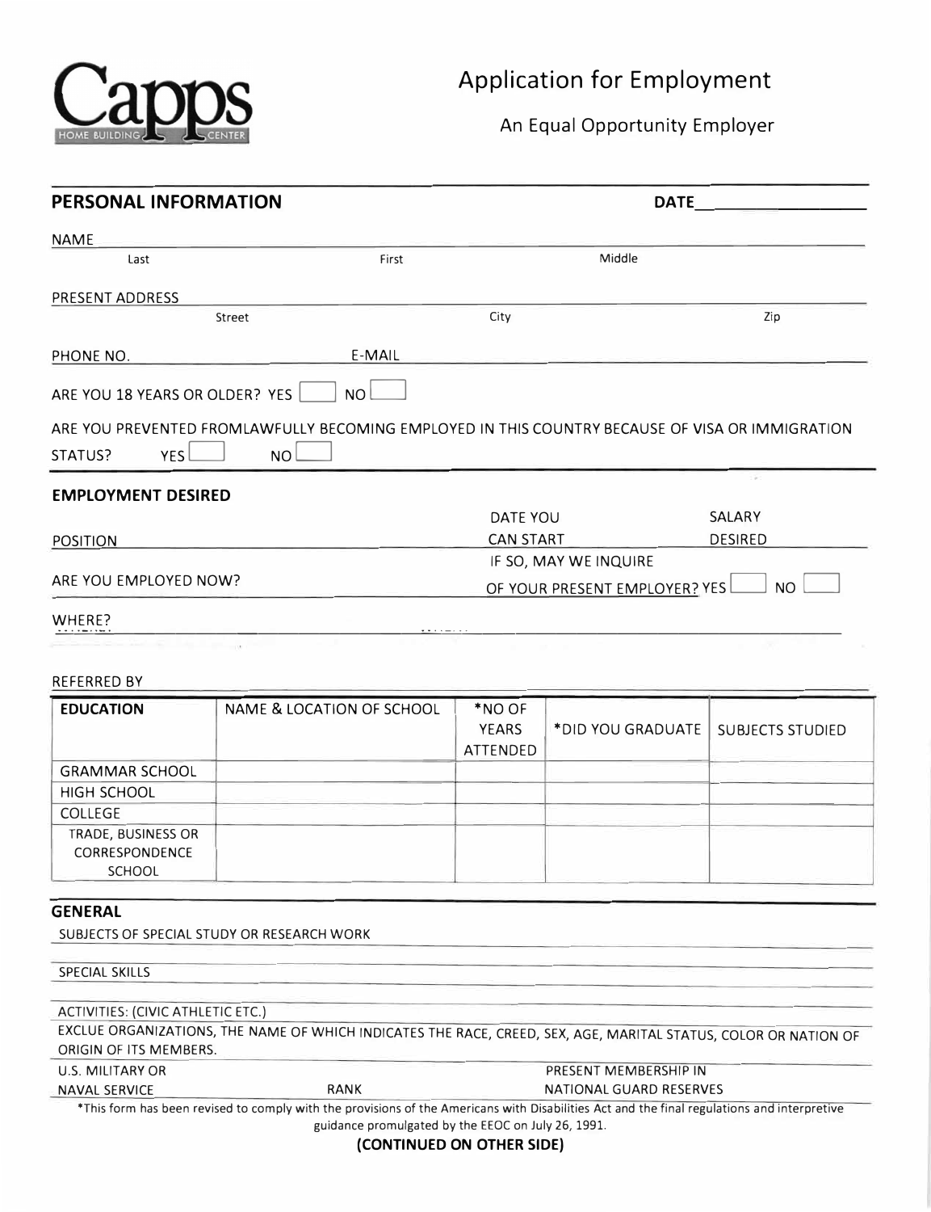Capps HOME BUILDING CENTER

# Application for Employment

An Equal Opportunity Employer

## PERSONAL INFORMATION

DATE ____________

NAME ________________________________________
Last First Middle

PRESENT ADDRESS ________________________________________
Street City Zip

PHONE NO. ____________ E-MAIL ____________

ARE YOU 18 YEARS OR OLDER? YES ☐ NO ☐

ARE YOU PREVENTED FROMLAWFULLY BECOMING EMPLOYED IN THIS COUNTRY BECAUSE OF VISA OR IMMIGRATION STATUS? YES ☐ NO ☐

## EMPLOYMENT DESIRED

POSITION ____________ DATE YOU CAN START ____________ SALARY DESIRED ____________

ARE YOU EMPLOYED NOW? ____________ IF SO, MAY WE INQUIRE OF YOUR PRESENT EMPLOYER? YES ☐ NO ☐

WHERE? ________________________________________

REFERRED BY ________________________________________

| EDUCATION | NAME & LOCATION OF SCHOOL | *NO OF YEARS ATTENDED | *DID YOU GRADUATE | SUBJECTS STUDIED |
|---|---|---|---|---|
| GRAMMAR SCHOOL | | | | |
| HIGH SCHOOL | | | | |
| COLLEGE | | | | |
| TRADE, BUSINESS OR CORRESPONDENCE SCHOOL | | | | |

## GENERAL

SUBJECTS OF SPECIAL STUDY OR RESEARCH WORK ________________________________________

SPECIAL SKILLS ________________________________________

ACTIVITIES: (CIVIC ATHLETIC ETC.) ________________________________________

EXCLUE ORGANIZATIONS, THE NAME OF WHICH INDICATES THE RACE, CREED, SEX, AGE, MARITAL STATUS, COLOR OR NATION OF ORIGIN OF ITS MEMBERS.

U.S. MILITARY OR NAVAL SERVICE ____________ RANK ____________ PRESENT MEMBERSHIP IN NATIONAL GUARD RESERVES ____________

*This form has been revised to comply with the provisions of the Americans with Disabilities Act and the final regulations and interpretive guidance promulgated by the EEOC on July 26, 1991.

**(CONTINUED ON OTHER SIDE)**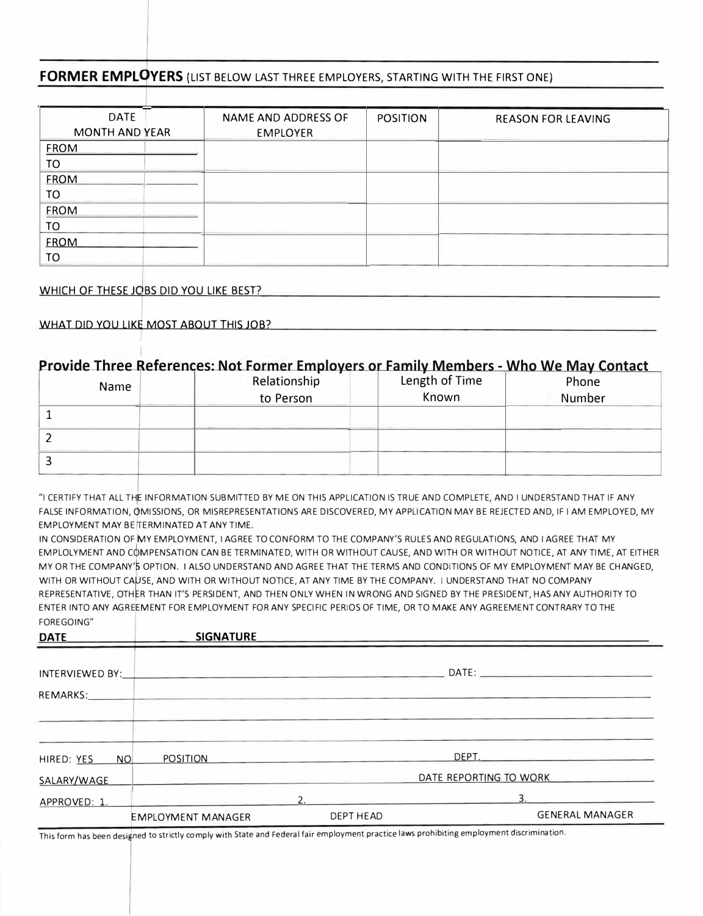## FORMER EMPLOYERS (LIST BELOW LAST THREE EMPLOYERS, STARTING WITH THE FIRST ONE)

| DATE MONTH AND YEAR | NAME AND ADDRESS OF EMPLOYER | POSITION | REASON FOR LEAVING |
|---|---|---|---|
| FROM<br>TO | | | |
| FROM<br>TO | | | |
| FROM<br>TO | | | |
| FROM<br>TO | | | |

WHICH OF THESE JOBS DID YOU LIKE BEST? ______________________________

WHAT DID YOU LIKE MOST ABOUT THIS JOB? ______________________________

## Provide Three References: Not Former Employers or Family Members - Who We May Contact

| Name | Relationship to Person | Length of Time Known | Phone Number |
|---|---|---|---|
| 1 | | | |
| 2 | | | |
| 3 | | | |

"I CERTIFY THAT ALL THE INFORMATION SUBMITTED BY ME ON THIS APPLICATION IS TRUE AND COMPLETE, AND I UNDERSTAND THAT IF ANY FALSE INFORMATION, OMISSIONS, OR MISREPRESENTATIONS ARE DISCOVERED, MY APPLICATION MAY BE REJECTED AND, IF I AM EMPLOYED, MY EMPLOYMENT MAY BE TERMINATED AT ANY TIME.
IN CONSIDERATION OF MY EMPLOYMENT, I AGREE TO CONFORM TO THE COMPANY'S RULES AND REGULATIONS, AND I AGREE THAT MY EMPLOYMENT AND COMPENSATION CAN BE TERMINATED, WITH OR WITHOUT CAUSE, AND WITH OR WITHOUT NOTICE, AT ANY TIME, AT EITHER MY OR THE COMPANY'S OPTION. I ALSO UNDERSTAND AND AGREE THAT THE TERMS AND CONDITIONS OF MY EMPLOYMENT MAY BE CHANGED, WITH OR WITHOUT CAUSE, AND WITH OR WITHOUT NOTICE, AT ANY TIME BY THE COMPANY. I UNDERSTAND THAT NO COMPANY REPRESENTATIVE, OTHER THAN IT'S PERSIDENT, AND THEN ONLY WHEN IN WRONG AND SIGNED BY THE PRESIDENT, HAS ANY AUTHORITY TO ENTER INTO ANY AGREEMENT FOR EMPLOYMENT FOR ANY SPECIFIC PERIOS OF TIME, OR TO MAKE ANY AGREEMENT CONTRARY TO THE FOREGOING"

**DATE** ____________ **SIGNATURE** ______________________________

INTERVIEWED BY: ______________________________ DATE: ______________

REMARKS: ______________________________

______________________________

______________________________

HIRED: YES ____ NO ____ POSITION ______________________ DEPT. ______________

SALARY/WAGE ______________________ DATE REPORTING TO WORK ______________

APPROVED: 1. ______________ 2. ______________ 3. ______________

EMPLOYMENT MANAGER — DEPT HEAD — GENERAL MANAGER

This form has been designed to strictly comply with State and Federal fair employment practice laws prohibiting employment discrimination.